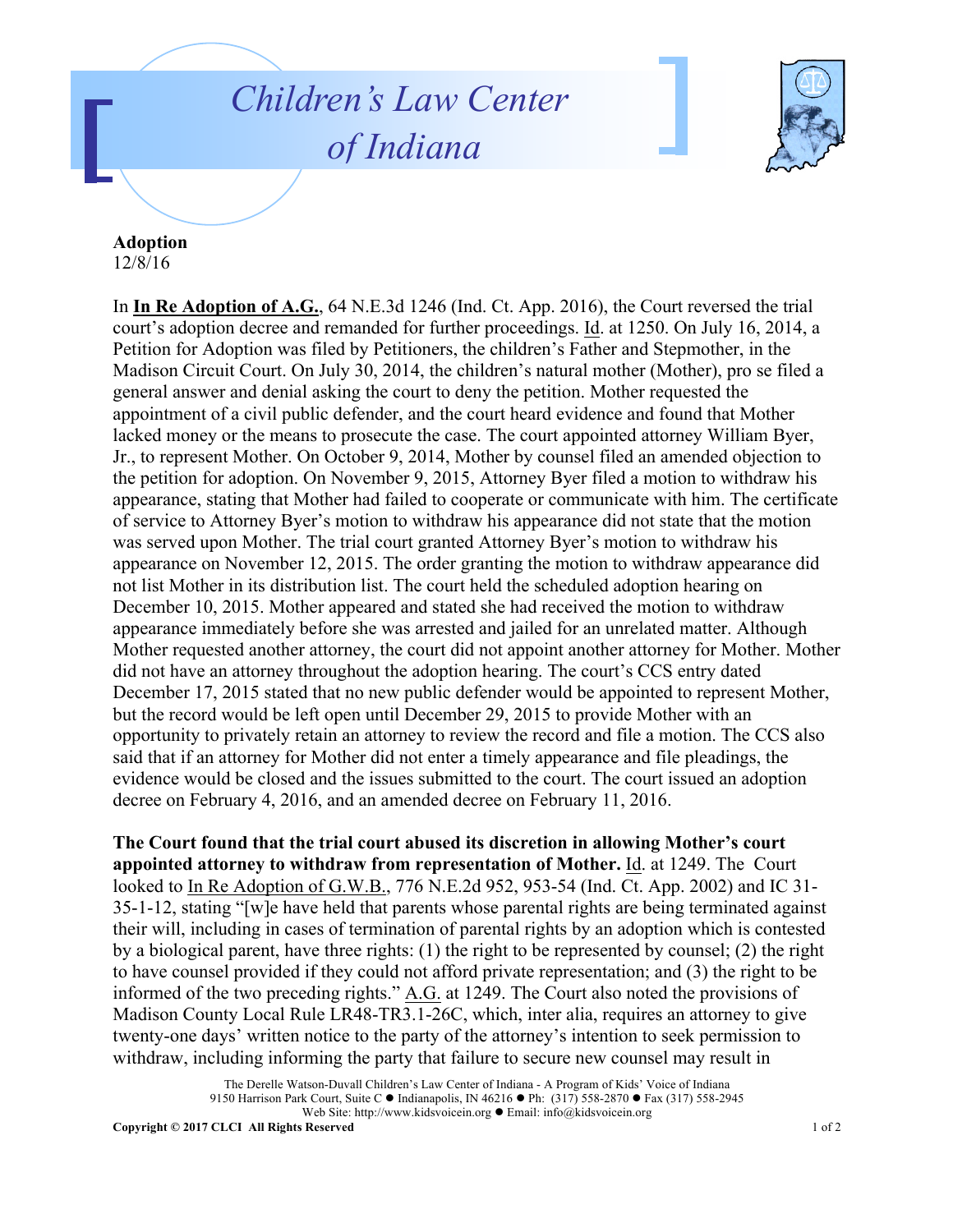# Children's Law Center of Indiana

**Adoption**
12/8/16

In **In Re Adoption of A.G.**, 64 N.E.3d 1246 (Ind. Ct. App. 2016), the Court reversed the trial court's adoption decree and remanded for further proceedings. Id. at 1250. On July 16, 2014, a Petition for Adoption was filed by Petitioners, the children's Father and Stepmother, in the Madison Circuit Court. On July 30, 2014, the children's natural mother (Mother), pro se filed a general answer and denial asking the court to deny the petition. Mother requested the appointment of a civil public defender, and the court heard evidence and found that Mother lacked money or the means to prosecute the case. The court appointed attorney William Byer, Jr., to represent Mother. On October 9, 2014, Mother by counsel filed an amended objection to the petition for adoption. On November 9, 2015, Attorney Byer filed a motion to withdraw his appearance, stating that Mother had failed to cooperate or communicate with him. The certificate of service to Attorney Byer's motion to withdraw his appearance did not state that the motion was served upon Mother. The trial court granted Attorney Byer's motion to withdraw his appearance on November 12, 2015. The order granting the motion to withdraw appearance did not list Mother in its distribution list. The court held the scheduled adoption hearing on December 10, 2015. Mother appeared and stated she had received the motion to withdraw appearance immediately before she was arrested and jailed for an unrelated matter. Although Mother requested another attorney, the court did not appoint another attorney for Mother. Mother did not have an attorney throughout the adoption hearing. The court's CCS entry dated December 17, 2015 stated that no new public defender would be appointed to represent Mother, but the record would be left open until December 29, 2015 to provide Mother with an opportunity to privately retain an attorney to review the record and file a motion. The CCS also said that if an attorney for Mother did not enter a timely appearance and file pleadings, the evidence would be closed and the issues submitted to the court. The court issued an adoption decree on February 4, 2016, and an amended decree on February 11, 2016.

**The Court found that the trial court abused its discretion in allowing Mother's court appointed attorney to withdraw from representation of Mother.** Id. at 1249. The Court looked to In Re Adoption of G.W.B., 776 N.E.2d 952, 953-54 (Ind. Ct. App. 2002) and IC 31-35-1-12, stating "[w]e have held that parents whose parental rights are being terminated against their will, including in cases of termination of parental rights by an adoption which is contested by a biological parent, have three rights: (1) the right to be represented by counsel; (2) the right to have counsel provided if they could not afford private representation; and (3) the right to be informed of the two preceding rights." A.G. at 1249. The Court also noted the provisions of Madison County Local Rule LR48-TR3.1-26C, which, inter alia, requires an attorney to give twenty-one days' written notice to the party of the attorney's intention to seek permission to withdraw, including informing the party that failure to secure new counsel may result in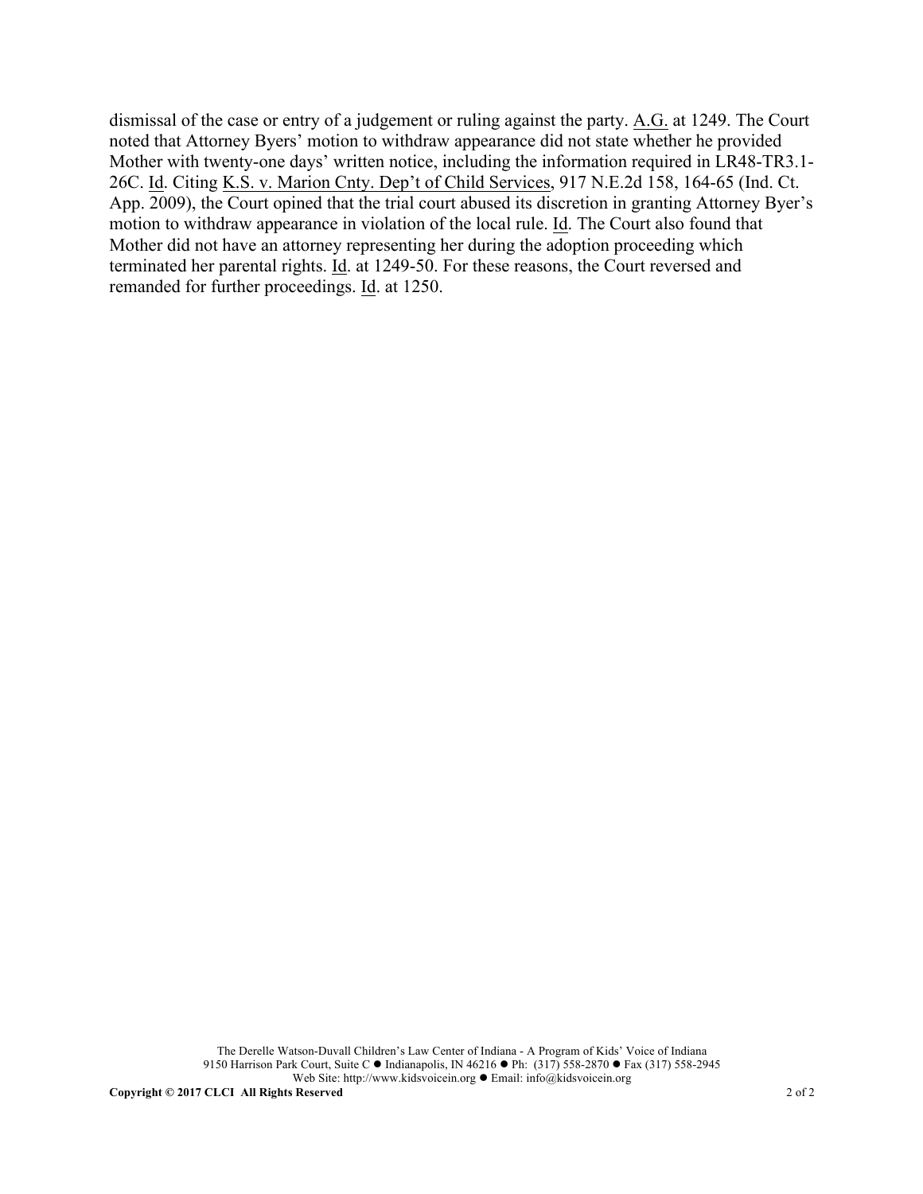dismissal of the case or entry of a judgement or ruling against the party. A.G. at 1249. The Court noted that Attorney Byers' motion to withdraw appearance did not state whether he provided Mother with twenty-one days' written notice, including the information required in LR48-TR3.1-26C. Id. Citing K.S. v. Marion Cnty. Dep't of Child Services, 917 N.E.2d 158, 164-65 (Ind. Ct. App. 2009), the Court opined that the trial court abused its discretion in granting Attorney Byer's motion to withdraw appearance in violation of the local rule. Id. The Court also found that Mother did not have an attorney representing her during the adoption proceeding which terminated her parental rights. Id. at 1249-50. For these reasons, the Court reversed and remanded for further proceedings. Id. at 1250.